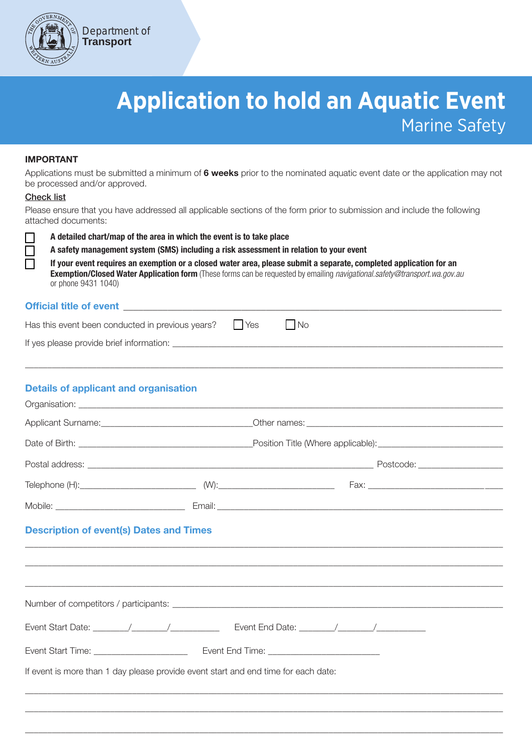Department of
**Transport**

# Application to hold an Aquatic Event

## Marine Safety

**IMPORTANT**

Applications must be submitted a minimum of **6 weeks** prior to the nominated aquatic event date or the application may not be processed and/or approved.

Check list

Please ensure that you have addressed all applicable sections of the form prior to submission and include the following attached documents:

- ☐ **A detailed chart/map of the area in which the event is to take place**
- ☐ **A safety management system (SMS) including a risk assessment in relation to your event**
- ☐ **If your event requires an exemption or a closed water area, please submit a separate, completed application for an Exemption/Closed Water Application form** (These forms can be requested by emailing *navigational.safety@transport.wa.gov.au* or phone 9431 1040)

### Official title of event ___________________________________________

Has this event been conducted in previous years? ☐ Yes ☐ No

If yes please provide brief information: ___________________________________________

___________________________________________

### Details of applicant and organisation

Organisation: ___________________________________________

Applicant Surname: ____________________ Other names: ____________________

Date of Birth: ____________________ Position Title (Where applicable): ____________________

Postal address: ____________________ Postcode: ____________

Telephone (H): ____________ (W): ____________ Fax: ____________

Mobile: ____________ Email: ____________________

### Description of event(s) Dates and Times

___________________________________________

___________________________________________

___________________________________________

Number of competitors / participants: ___________________________________________

Event Start Date: ______/______/________ Event End Date: ______/______/________

Event Start Time: ____________ Event End Time: ____________

If event is more than 1 day please provide event start and end time for each date:

___________________________________________

___________________________________________

___________________________________________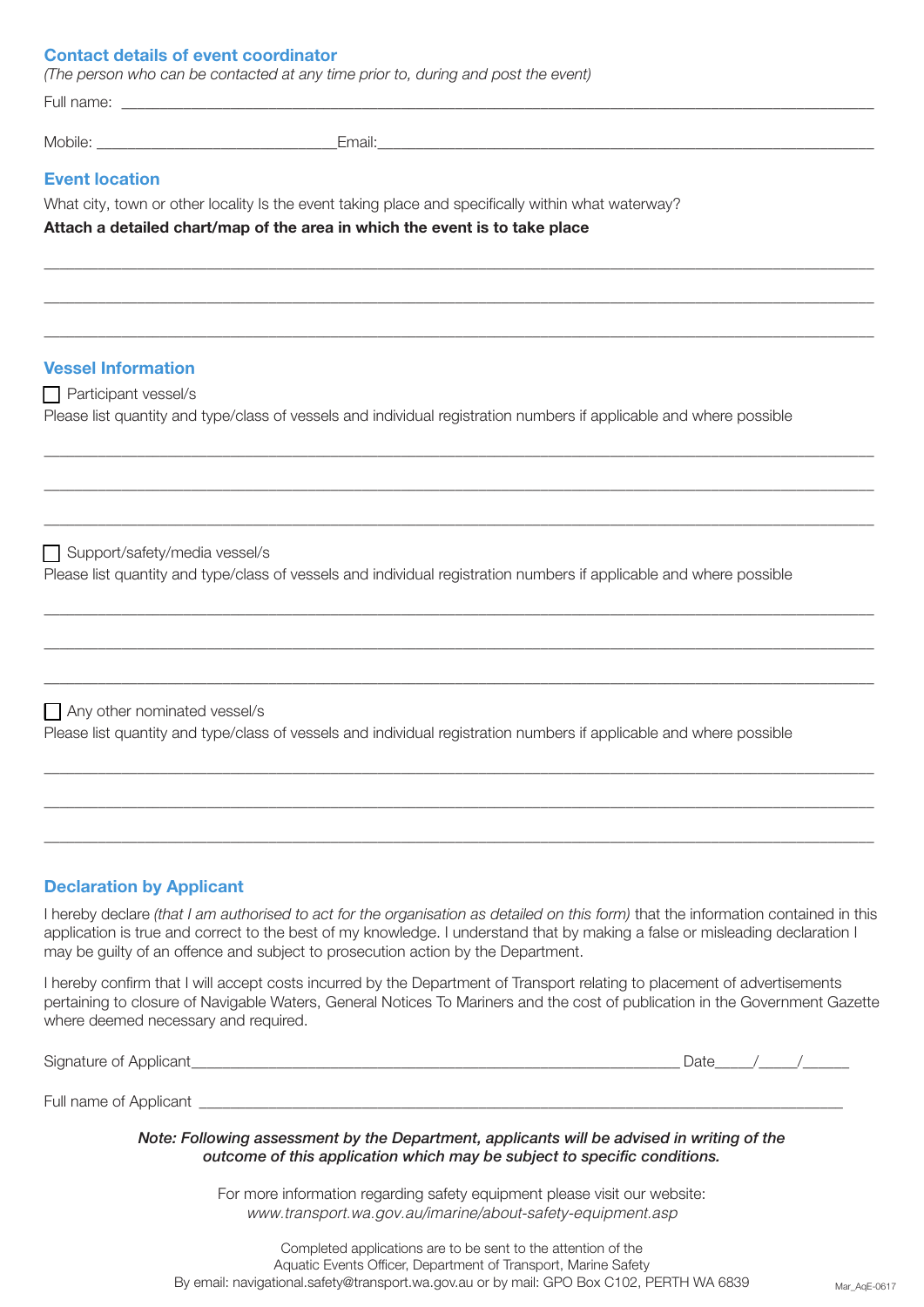## Contact details of event coordinator

*(The person who can be contacted at any time prior to, during and post the event)*

Full name: ______________________________________________________________________________

Mobile: ____________________________Email:_______________________________________________

## Event location

What city, town or other locality Is the event taking place and specifically within what waterway?

**Attach a detailed chart/map of the area in which the event is to take place**

_____________________________________________________________________________________

_____________________________________________________________________________________

_____________________________________________________________________________________

## Vessel Information

☐ Participant vessel/s

Please list quantity and type/class of vessels and individual registration numbers if applicable and where possible

_____________________________________________________________________________________

_____________________________________________________________________________________

_____________________________________________________________________________________

☐ Support/safety/media vessel/s

Please list quantity and type/class of vessels and individual registration numbers if applicable and where possible

_____________________________________________________________________________________

_____________________________________________________________________________________

_____________________________________________________________________________________

☐ Any other nominated vessel/s

Please list quantity and type/class of vessels and individual registration numbers if applicable and where possible

_____________________________________________________________________________________

_____________________________________________________________________________________

_____________________________________________________________________________________

## Declaration by Applicant

I hereby declare *(that I am authorised to act for the organisation as detailed on this form)* that the information contained in this application is true and correct to the best of my knowledge. I understand that by making a false or misleading declaration I may be guilty of an offence and subject to prosecution action by the Department.

I hereby confirm that I will accept costs incurred by the Department of Transport relating to placement of advertisements pertaining to closure of Navigable Waters, General Notices To Mariners and the cost of publication in the Government Gazette where deemed necessary and required.

Signature of Applicant___________________________________________________ Date_____/_____/______

Full name of Applicant ______________________________________________________________________

***Note: Following assessment by the Department, applicants will be advised in writing of the outcome of this application which may be subject to specific conditions.***

For more information regarding safety equipment please visit our website:
*www.transport.wa.gov.au/imarine/about-safety-equipment.asp*

Completed applications are to be sent to the attention of the
Aquatic Events Officer, Department of Transport, Marine Safety
By email: navigational.safety@transport.wa.gov.au or by mail: GPO Box C102, PERTH WA 6839

Mar_AqE-0617